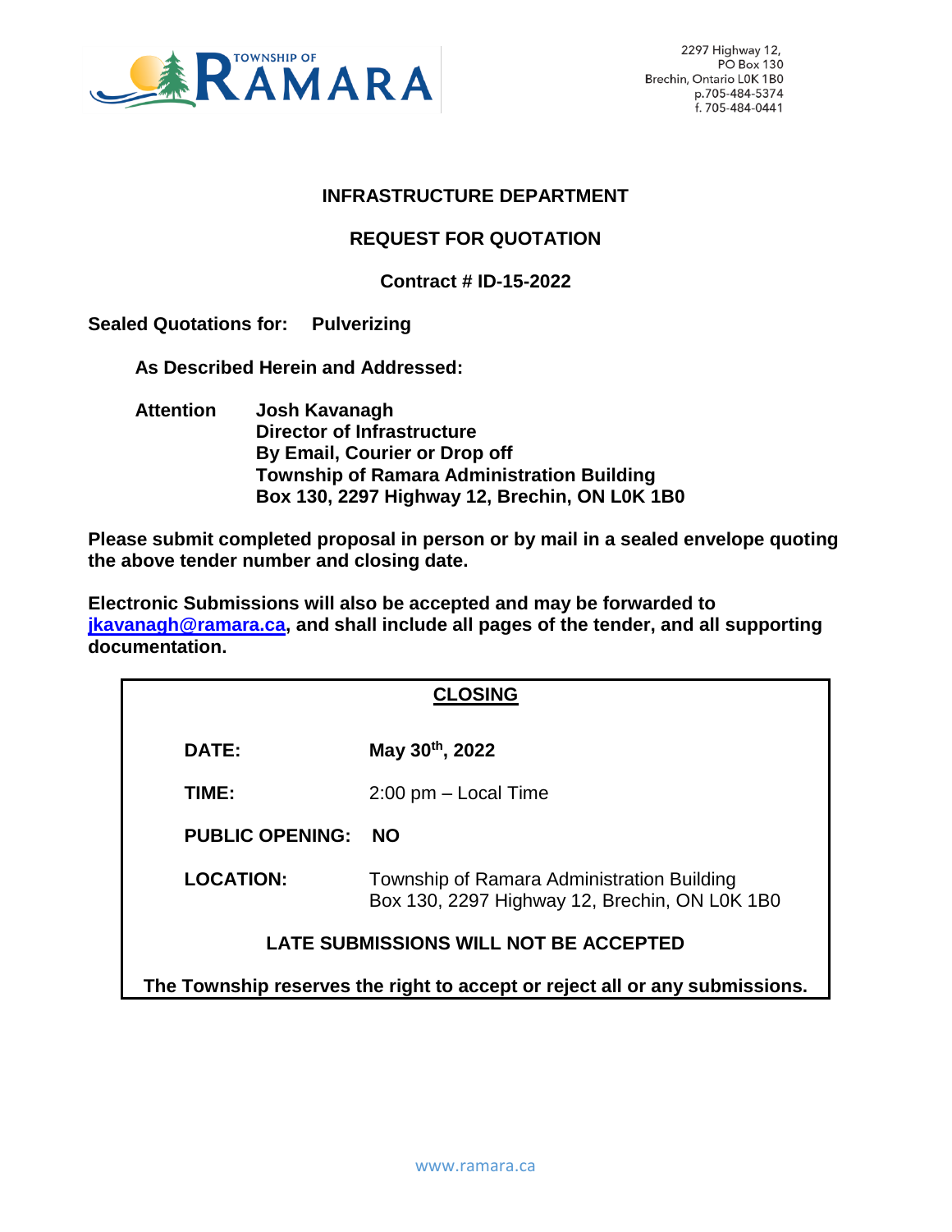TOWNSHIP OF RAMARA

2297 Highway 12,
PO Box 130
Brechin, Ontario L0K 1B0
p.705-484-5374
f. 705-484-0441

## INFRASTRUCTURE DEPARTMENT

## REQUEST FOR QUOTATION

## Contract # ID-15-2022

**Sealed Quotations for: Pulverizing**

**As Described Herein and Addressed:**

**Attention** **Josh Kavanagh**
**Director of Infrastructure**
**By Email, Courier or Drop off**
**Township of Ramara Administration Building**
**Box 130, 2297 Highway 12, Brechin, ON L0K 1B0**

**Please submit completed proposal in person or by mail in a sealed envelope quoting the above tender number and closing date.**

**Electronic Submissions will also be accepted and may be forwarded to jkavanagh@ramara.ca, and shall include all pages of the tender, and all supporting documentation.**

**CLOSING**

| | |
|---|---|
| **DATE:** | **May 30th, 2022** |
| **TIME:** | 2:00 pm – Local Time |
| **PUBLIC OPENING:** | **NO** |
| **LOCATION:** | Township of Ramara Administration Building<br>Box 130, 2297 Highway 12, Brechin, ON L0K 1B0 |

**LATE SUBMISSIONS WILL NOT BE ACCEPTED**

**The Township reserves the right to accept or reject all or any submissions.**

www.ramara.ca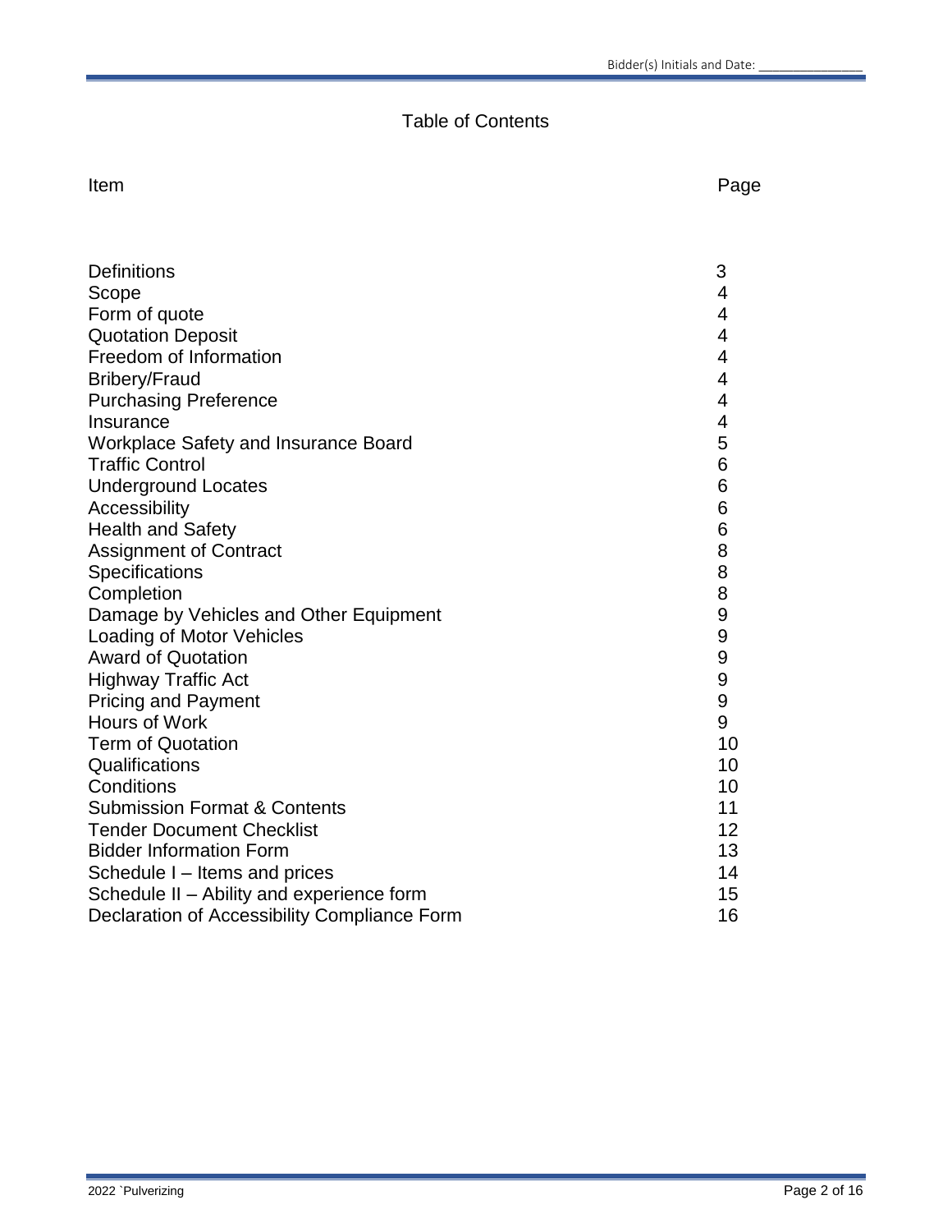# Table of Contents

| Item | Page |
|---|---|
| Definitions | 3 |
| Scope | 4 |
| Form of quote | 4 |
| Quotation Deposit | 4 |
| Freedom of Information | 4 |
| Bribery/Fraud | 4 |
| Purchasing Preference | 4 |
| Insurance | 4 |
| Workplace Safety and Insurance Board | 5 |
| Traffic Control | 6 |
| Underground Locates | 6 |
| Accessibility | 6 |
| Health and Safety | 6 |
| Assignment of Contract | 8 |
| Specifications | 8 |
| Completion | 8 |
| Damage by Vehicles and Other Equipment | 9 |
| Loading of Motor Vehicles | 9 |
| Award of Quotation | 9 |
| Highway Traffic Act | 9 |
| Pricing and Payment | 9 |
| Hours of Work | 9 |
| Term of Quotation | 10 |
| Qualifications | 10 |
| Conditions | 10 |
| Submission Format & Contents | 11 |
| Tender Document Checklist | 12 |
| Bidder Information Form | 13 |
| Schedule I – Items and prices | 14 |
| Schedule II – Ability and experience form | 15 |
| Declaration of Accessibility Compliance Form | 16 |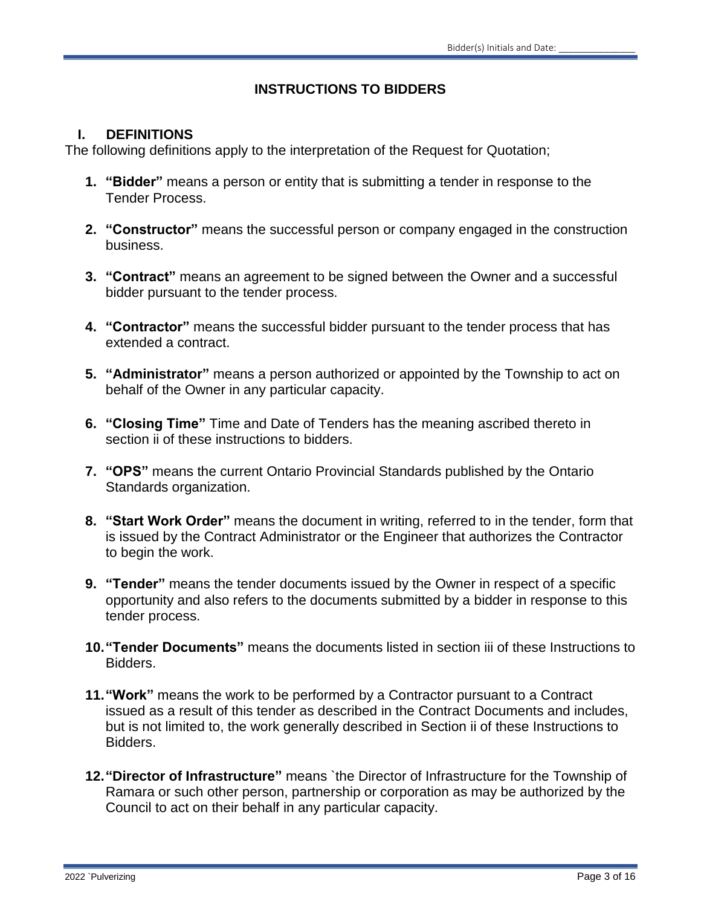# INSTRUCTIONS TO BIDDERS

## I. DEFINITIONS

The following definitions apply to the interpretation of the Request for Quotation;

1. **"Bidder"** means a person or entity that is submitting a tender in response to the Tender Process.

2. **"Constructor"** means the successful person or company engaged in the construction business.

3. **"Contract"** means an agreement to be signed between the Owner and a successful bidder pursuant to the tender process.

4. **"Contractor"** means the successful bidder pursuant to the tender process that has extended a contract.

5. **"Administrator"** means a person authorized or appointed by the Township to act on behalf of the Owner in any particular capacity.

6. **"Closing Time"** Time and Date of Tenders has the meaning ascribed thereto in section ii of these instructions to bidders.

7. **"OPS"** means the current Ontario Provincial Standards published by the Ontario Standards organization.

8. **"Start Work Order"** means the document in writing, referred to in the tender, form that is issued by the Contract Administrator or the Engineer that authorizes the Contractor to begin the work.

9. **"Tender"** means the tender documents issued by the Owner in respect of a specific opportunity and also refers to the documents submitted by a bidder in response to this tender process.

10. **"Tender Documents"** means the documents listed in section iii of these Instructions to Bidders.

11. **"Work"** means the work to be performed by a Contractor pursuant to a Contract issued as a result of this tender as described in the Contract Documents and includes, but is not limited to, the work generally described in Section ii of these Instructions to Bidders.

12. **"Director of Infrastructure"** means `the Director of Infrastructure for the Township of Ramara or such other person, partnership or corporation as may be authorized by the Council to act on their behalf in any particular capacity.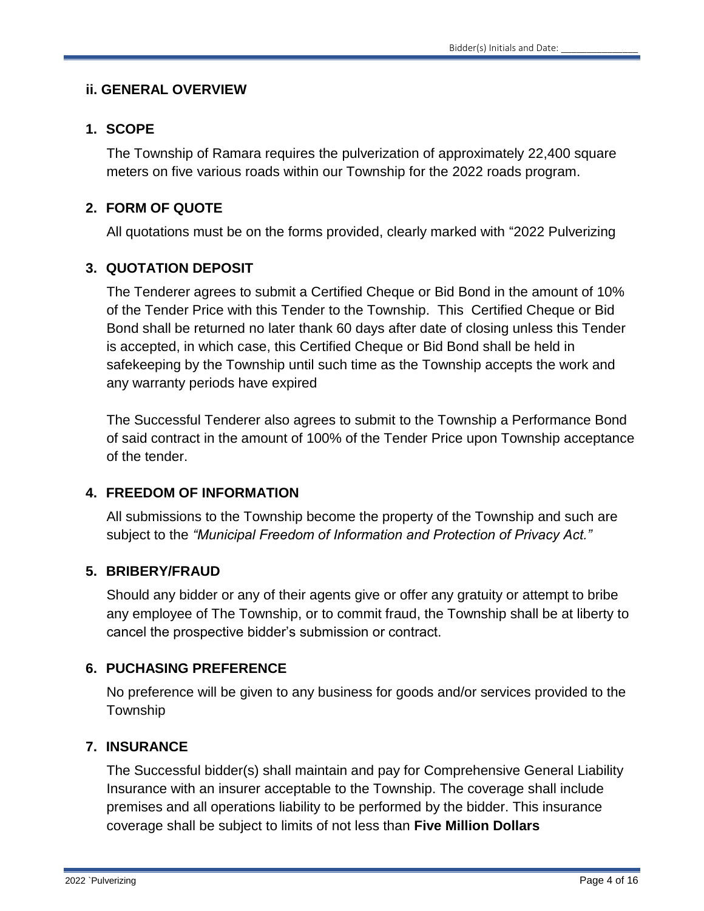## ii. GENERAL OVERVIEW

### 1. SCOPE

The Township of Ramara requires the pulverization of approximately 22,400 square meters on five various roads within our Township for the 2022 roads program.

### 2. FORM OF QUOTE

All quotations must be on the forms provided, clearly marked with "2022 Pulverizing

### 3. QUOTATION DEPOSIT

The Tenderer agrees to submit a Certified Cheque or Bid Bond in the amount of 10% of the Tender Price with this Tender to the Township. This Certified Cheque or Bid Bond shall be returned no later thank 60 days after date of closing unless this Tender is accepted, in which case, this Certified Cheque or Bid Bond shall be held in safekeeping by the Township until such time as the Township accepts the work and any warranty periods have expired

The Successful Tenderer also agrees to submit to the Township a Performance Bond of said contract in the amount of 100% of the Tender Price upon Township acceptance of the tender.

### 4. FREEDOM OF INFORMATION

All submissions to the Township become the property of the Township and such are subject to the *"Municipal Freedom of Information and Protection of Privacy Act."*

### 5. BRIBERY/FRAUD

Should any bidder or any of their agents give or offer any gratuity or attempt to bribe any employee of The Township, or to commit fraud, the Township shall be at liberty to cancel the prospective bidder's submission or contract.

### 6. PUCHASING PREFERENCE

No preference will be given to any business for goods and/or services provided to the Township

### 7. INSURANCE

The Successful bidder(s) shall maintain and pay for Comprehensive General Liability Insurance with an insurer acceptable to the Township. The coverage shall include premises and all operations liability to be performed by the bidder. This insurance coverage shall be subject to limits of not less than **Five Million Dollars**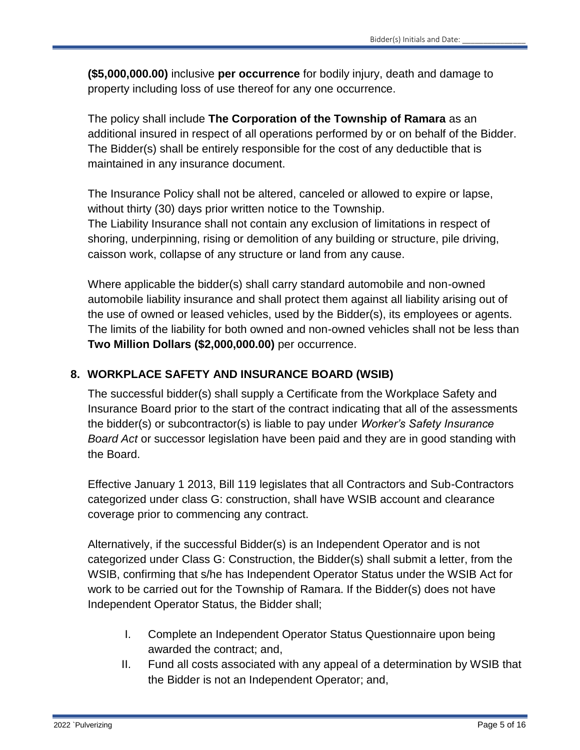**($5,000,000.00)** inclusive **per occurrence** for bodily injury, death and damage to property including loss of use thereof for any one occurrence.

The policy shall include **The Corporation of the Township of Ramara** as an additional insured in respect of all operations performed by or on behalf of the Bidder. The Bidder(s) shall be entirely responsible for the cost of any deductible that is maintained in any insurance document.

The Insurance Policy shall not be altered, canceled or allowed to expire or lapse, without thirty (30) days prior written notice to the Township.
The Liability Insurance shall not contain any exclusion of limitations in respect of shoring, underpinning, rising or demolition of any building or structure, pile driving, caisson work, collapse of any structure or land from any cause.

Where applicable the bidder(s) shall carry standard automobile and non-owned automobile liability insurance and shall protect them against all liability arising out of the use of owned or leased vehicles, used by the Bidder(s), its employees or agents. The limits of the liability for both owned and non-owned vehicles shall not be less than **Two Million Dollars ($2,000,000.00)** per occurrence.

## 8. WORKPLACE SAFETY AND INSURANCE BOARD (WSIB)

The successful bidder(s) shall supply a Certificate from the Workplace Safety and Insurance Board prior to the start of the contract indicating that all of the assessments the bidder(s) or subcontractor(s) is liable to pay under *Worker's Safety Insurance Board Act* or successor legislation have been paid and they are in good standing with the Board.

Effective January 1 2013, Bill 119 legislates that all Contractors and Sub-Contractors categorized under class G: construction, shall have WSIB account and clearance coverage prior to commencing any contract.

Alternatively, if the successful Bidder(s) is an Independent Operator and is not categorized under Class G: Construction, the Bidder(s) shall submit a letter, from the WSIB, confirming that s/he has Independent Operator Status under the WSIB Act for work to be carried out for the Township of Ramara. If the Bidder(s) does not have Independent Operator Status, the Bidder shall;

I. Complete an Independent Operator Status Questionnaire upon being awarded the contract; and,
II. Fund all costs associated with any appeal of a determination by WSIB that the Bidder is not an Independent Operator; and,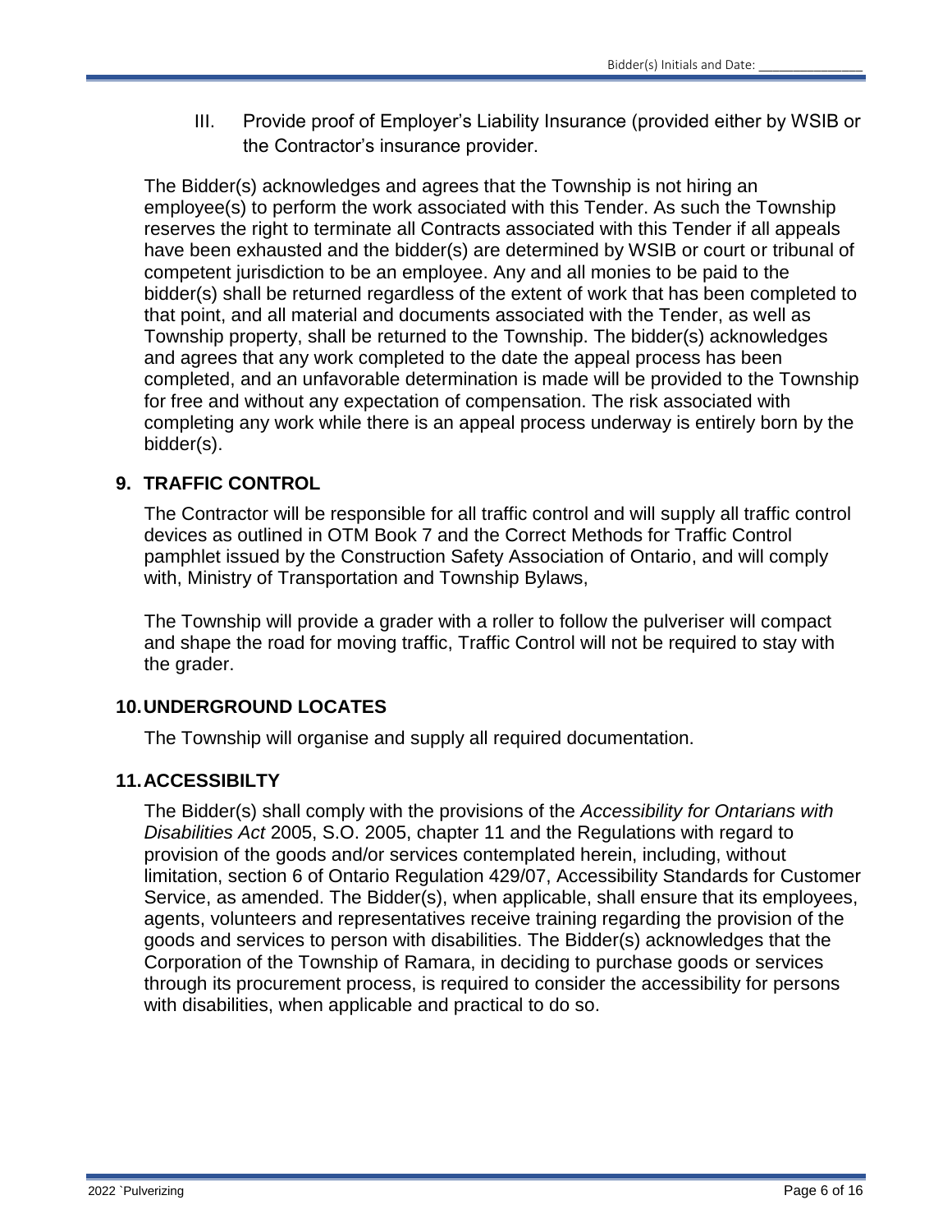III. Provide proof of Employer's Liability Insurance (provided either by WSIB or the Contractor's insurance provider.

The Bidder(s) acknowledges and agrees that the Township is not hiring an employee(s) to perform the work associated with this Tender. As such the Township reserves the right to terminate all Contracts associated with this Tender if all appeals have been exhausted and the bidder(s) are determined by WSIB or court or tribunal of competent jurisdiction to be an employee. Any and all monies to be paid to the bidder(s) shall be returned regardless of the extent of work that has been completed to that point, and all material and documents associated with the Tender, as well as Township property, shall be returned to the Township. The bidder(s) acknowledges and agrees that any work completed to the date the appeal process has been completed, and an unfavorable determination is made will be provided to the Township for free and without any expectation of compensation. The risk associated with completing any work while there is an appeal process underway is entirely born by the bidder(s).

## 9. TRAFFIC CONTROL

The Contractor will be responsible for all traffic control and will supply all traffic control devices as outlined in OTM Book 7 and the Correct Methods for Traffic Control pamphlet issued by the Construction Safety Association of Ontario, and will comply with, Ministry of Transportation and Township Bylaws,

The Township will provide a grader with a roller to follow the pulveriser will compact and shape the road for moving traffic, Traffic Control will not be required to stay with the grader.

## 10. UNDERGROUND LOCATES

The Township will organise and supply all required documentation.

## 11. ACCESSIBILTY

The Bidder(s) shall comply with the provisions of the *Accessibility for Ontarians with Disabilities Act* 2005, S.O. 2005, chapter 11 and the Regulations with regard to provision of the goods and/or services contemplated herein, including, without limitation, section 6 of Ontario Regulation 429/07, Accessibility Standards for Customer Service, as amended. The Bidder(s), when applicable, shall ensure that its employees, agents, volunteers and representatives receive training regarding the provision of the goods and services to person with disabilities. The Bidder(s) acknowledges that the Corporation of the Township of Ramara, in deciding to purchase goods or services through its procurement process, is required to consider the accessibility for persons with disabilities, when applicable and practical to do so.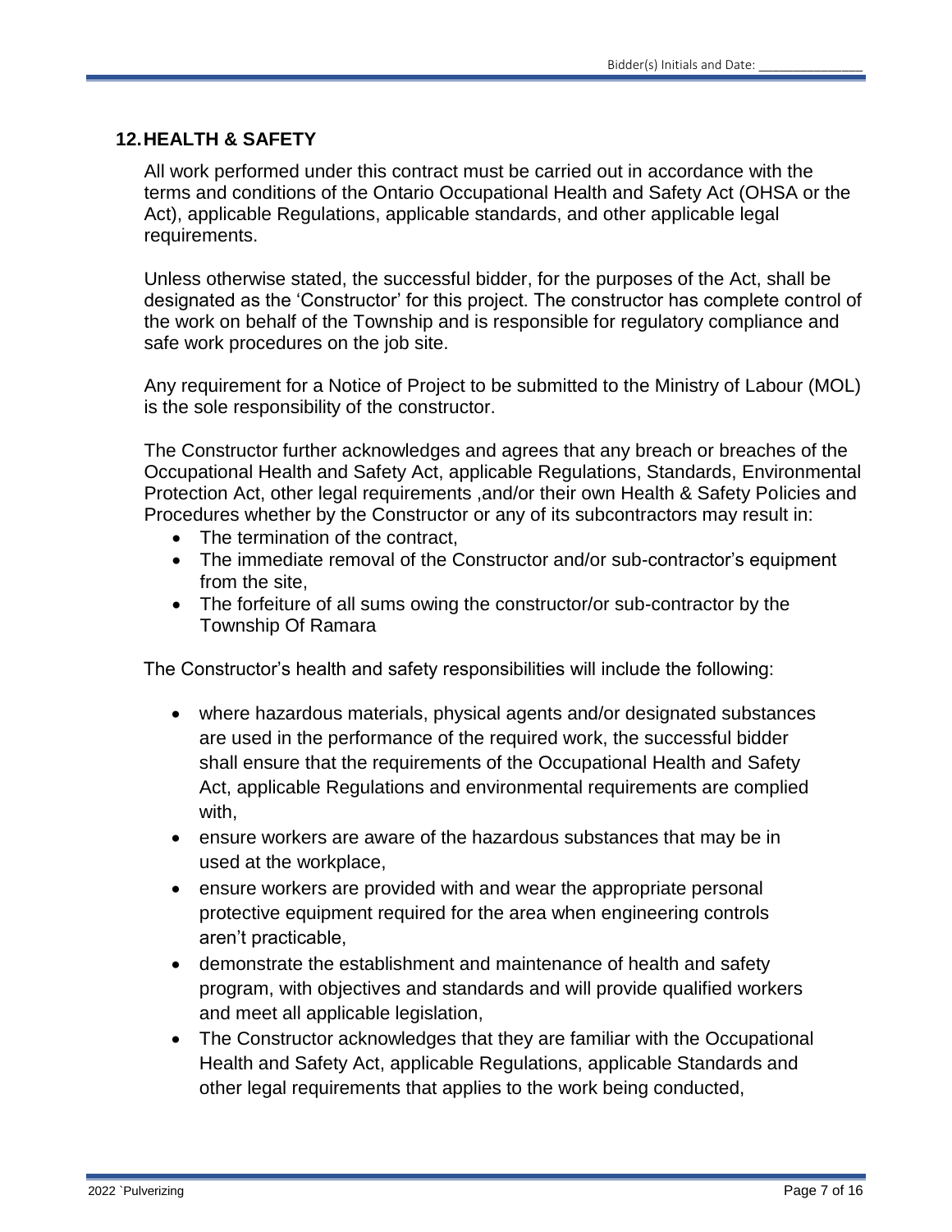## 12. HEALTH & SAFETY

All work performed under this contract must be carried out in accordance with the terms and conditions of the Ontario Occupational Health and Safety Act (OHSA or the Act), applicable Regulations, applicable standards, and other applicable legal requirements.

Unless otherwise stated, the successful bidder, for the purposes of the Act, shall be designated as the 'Constructor' for this project. The constructor has complete control of the work on behalf of the Township and is responsible for regulatory compliance and safe work procedures on the job site.

Any requirement for a Notice of Project to be submitted to the Ministry of Labour (MOL) is the sole responsibility of the constructor.

The Constructor further acknowledges and agrees that any breach or breaches of the Occupational Health and Safety Act, applicable Regulations, Standards, Environmental Protection Act, other legal requirements ,and/or their own Health & Safety Policies and Procedures whether by the Constructor or any of its subcontractors may result in:

- The termination of the contract,
- The immediate removal of the Constructor and/or sub-contractor's equipment from the site,
- The forfeiture of all sums owing the constructor/or sub-contractor by the Township Of Ramara

The Constructor's health and safety responsibilities will include the following:

- where hazardous materials, physical agents and/or designated substances are used in the performance of the required work, the successful bidder shall ensure that the requirements of the Occupational Health and Safety Act, applicable Regulations and environmental requirements are complied with,
- ensure workers are aware of the hazardous substances that may be in used at the workplace,
- ensure workers are provided with and wear the appropriate personal protective equipment required for the area when engineering controls aren't practicable,
- demonstrate the establishment and maintenance of health and safety program, with objectives and standards and will provide qualified workers and meet all applicable legislation,
- The Constructor acknowledges that they are familiar with the Occupational Health and Safety Act, applicable Regulations, applicable Standards and other legal requirements that applies to the work being conducted,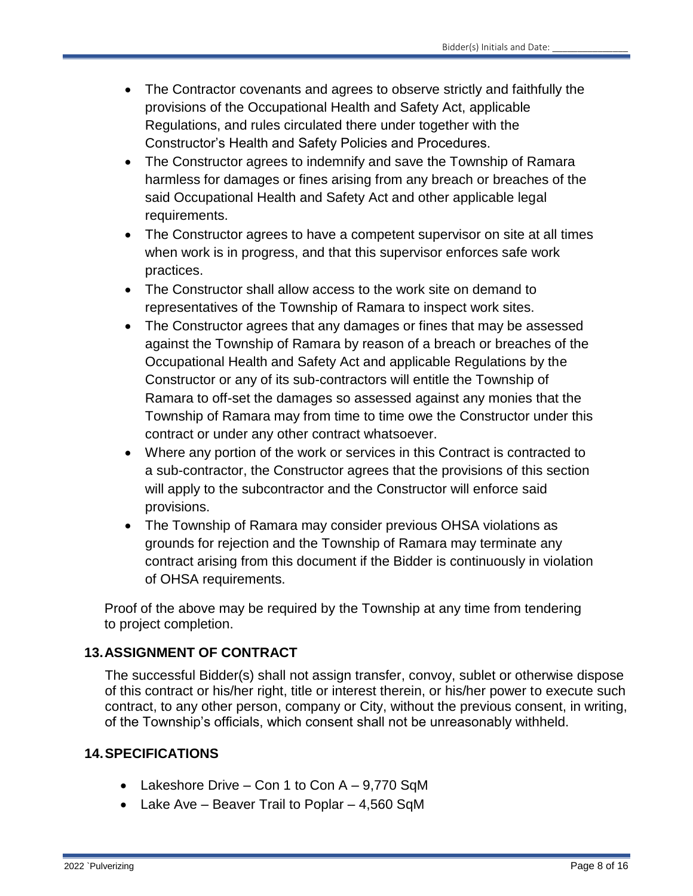- The Contractor covenants and agrees to observe strictly and faithfully the provisions of the Occupational Health and Safety Act, applicable Regulations, and rules circulated there under together with the Constructor's Health and Safety Policies and Procedures.
- The Constructor agrees to indemnify and save the Township of Ramara harmless for damages or fines arising from any breach or breaches of the said Occupational Health and Safety Act and other applicable legal requirements.
- The Constructor agrees to have a competent supervisor on site at all times when work is in progress, and that this supervisor enforces safe work practices.
- The Constructor shall allow access to the work site on demand to representatives of the Township of Ramara to inspect work sites.
- The Constructor agrees that any damages or fines that may be assessed against the Township of Ramara by reason of a breach or breaches of the Occupational Health and Safety Act and applicable Regulations by the Constructor or any of its sub-contractors will entitle the Township of Ramara to off-set the damages so assessed against any monies that the Township of Ramara may from time to time owe the Constructor under this contract or under any other contract whatsoever.
- Where any portion of the work or services in this Contract is contracted to a sub-contractor, the Constructor agrees that the provisions of this section will apply to the subcontractor and the Constructor will enforce said provisions.
- The Township of Ramara may consider previous OHSA violations as grounds for rejection and the Township of Ramara may terminate any contract arising from this document if the Bidder is continuously in violation of OHSA requirements.

Proof of the above may be required by the Township at any time from tendering to project completion.

## 13. ASSIGNMENT OF CONTRACT

The successful Bidder(s) shall not assign transfer, convoy, sublet or otherwise dispose of this contract or his/her right, title or interest therein, or his/her power to execute such contract, to any other person, company or City, without the previous consent, in writing, of the Township's officials, which consent shall not be unreasonably withheld.

## 14. SPECIFICATIONS

- Lakeshore Drive – Con 1 to Con A – 9,770 SqM
- Lake Ave – Beaver Trail to Poplar – 4,560 SqM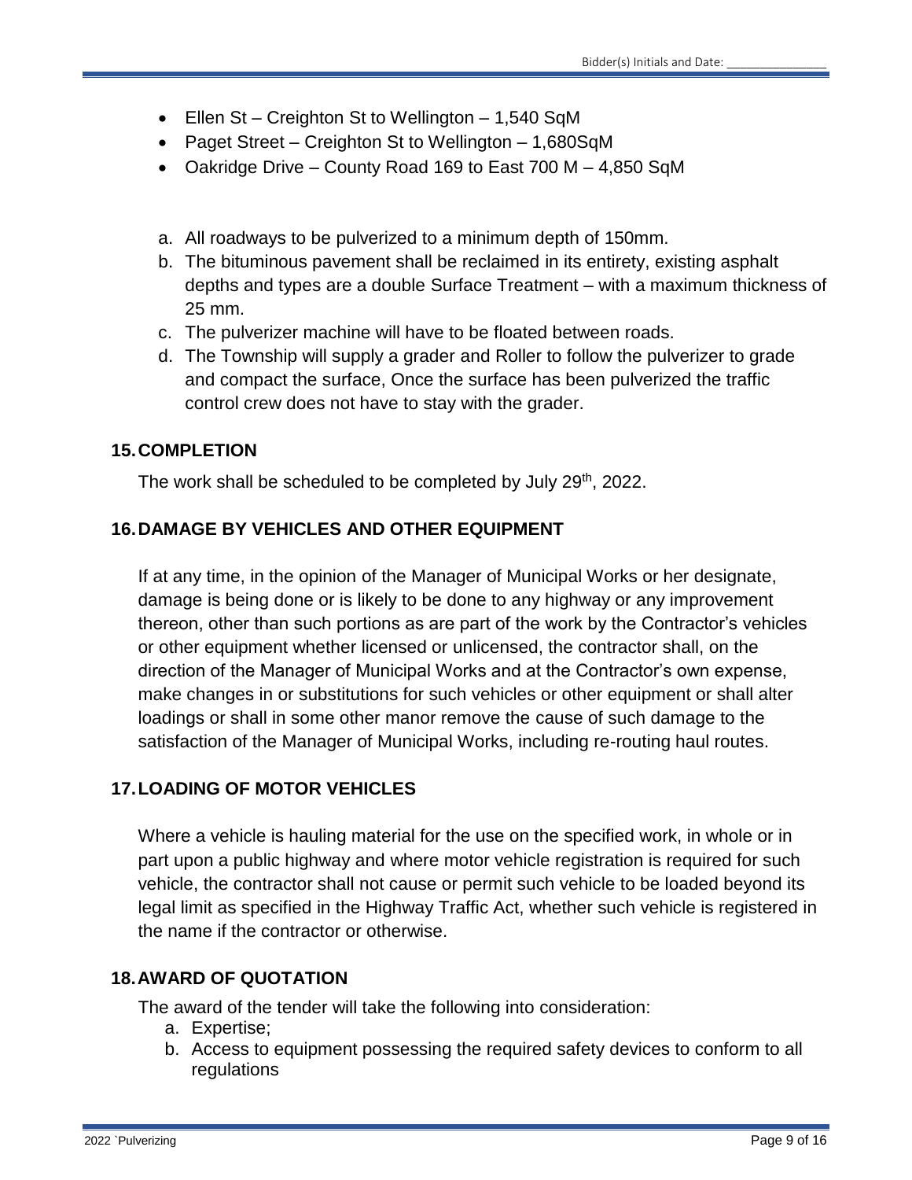- Ellen St – Creighton St to Wellington – 1,540 SqM
- Paget Street – Creighton St to Wellington – 1,680SqM
- Oakridge Drive – County Road 169 to East 700 M – 4,850 SqM

a. All roadways to be pulverized to a minimum depth of 150mm.
b. The bituminous pavement shall be reclaimed in its entirety, existing asphalt depths and types are a double Surface Treatment – with a maximum thickness of 25 mm.
c. The pulverizer machine will have to be floated between roads.
d. The Township will supply a grader and Roller to follow the pulverizer to grade and compact the surface, Once the surface has been pulverized the traffic control crew does not have to stay with the grader.

## 15. COMPLETION

The work shall be scheduled to be completed by July 29th, 2022.

## 16. DAMAGE BY VEHICLES AND OTHER EQUIPMENT

If at any time, in the opinion of the Manager of Municipal Works or her designate, damage is being done or is likely to be done to any highway or any improvement thereon, other than such portions as are part of the work by the Contractor's vehicles or other equipment whether licensed or unlicensed, the contractor shall, on the direction of the Manager of Municipal Works and at the Contractor's own expense, make changes in or substitutions for such vehicles or other equipment or shall alter loadings or shall in some other manor remove the cause of such damage to the satisfaction of the Manager of Municipal Works, including re-routing haul routes.

## 17. LOADING OF MOTOR VEHICLES

Where a vehicle is hauling material for the use on the specified work, in whole or in part upon a public highway and where motor vehicle registration is required for such vehicle, the contractor shall not cause or permit such vehicle to be loaded beyond its legal limit as specified in the Highway Traffic Act, whether such vehicle is registered in the name if the contractor or otherwise.

## 18. AWARD OF QUOTATION

The award of the tender will take the following into consideration:

a. Expertise;
b. Access to equipment possessing the required safety devices to conform to all regulations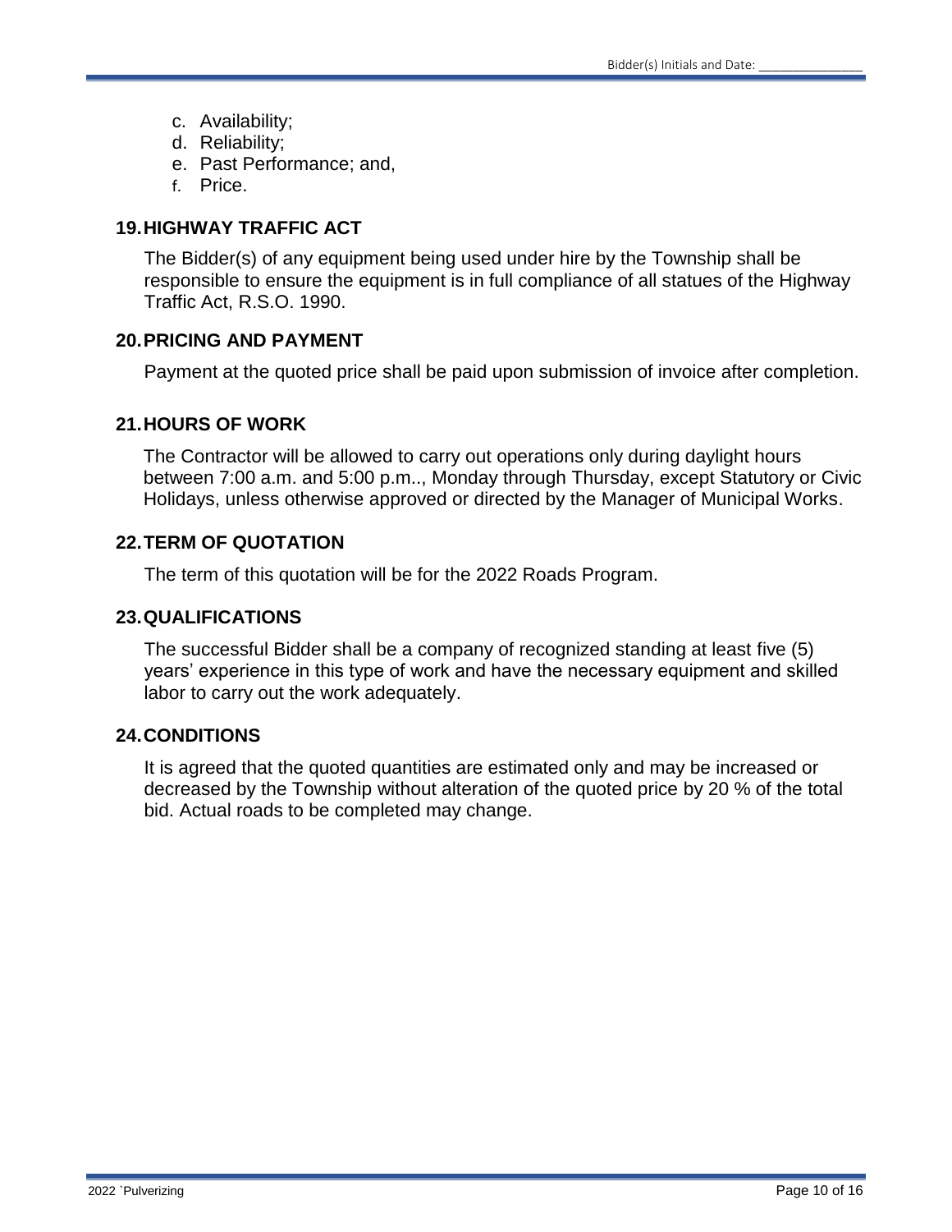c. Availability;
d. Reliability;
e. Past Performance; and,
f. Price.

## 19. HIGHWAY TRAFFIC ACT

The Bidder(s) of any equipment being used under hire by the Township shall be responsible to ensure the equipment is in full compliance of all statues of the Highway Traffic Act, R.S.O. 1990.

## 20. PRICING AND PAYMENT

Payment at the quoted price shall be paid upon submission of invoice after completion.

## 21. HOURS OF WORK

The Contractor will be allowed to carry out operations only during daylight hours between 7:00 a.m. and 5:00 p.m.., Monday through Thursday, except Statutory or Civic Holidays, unless otherwise approved or directed by the Manager of Municipal Works.

## 22. TERM OF QUOTATION

The term of this quotation will be for the 2022 Roads Program.

## 23. QUALIFICATIONS

The successful Bidder shall be a company of recognized standing at least five (5) years' experience in this type of work and have the necessary equipment and skilled labor to carry out the work adequately.

## 24. CONDITIONS

It is agreed that the quoted quantities are estimated only and may be increased or decreased by the Township without alteration of the quoted price by 20 % of the total bid. Actual roads to be completed may change.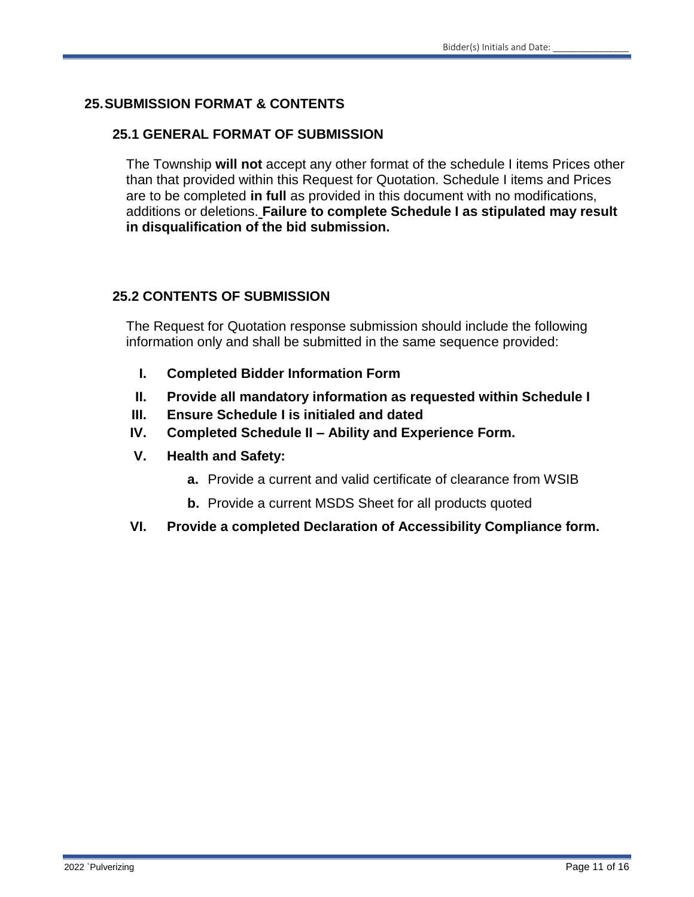## 25. SUBMISSION FORMAT & CONTENTS

### 25.1 GENERAL FORMAT OF SUBMISSION

The Township **will not** accept any other format of the schedule I items Prices other than that provided within this Request for Quotation. Schedule I items and Prices are to be completed **in full** as provided in this document with no modifications, additions or deletions. **Failure to complete Schedule I as stipulated may result in disqualification of the bid submission.**

### 25.2 CONTENTS OF SUBMISSION

The Request for Quotation response submission should include the following information only and shall be submitted in the same sequence provided:

I. **Completed Bidder Information Form**

II. **Provide all mandatory information as requested within Schedule I**

III. **Ensure Schedule I is initialed and dated**

IV. **Completed Schedule II – Ability and Experience Form.**

V. **Health and Safety:**

   **a.** Provide a current and valid certificate of clearance from WSIB

   **b.** Provide a current MSDS Sheet for all products quoted

VI. **Provide a completed Declaration of Accessibility Compliance form.**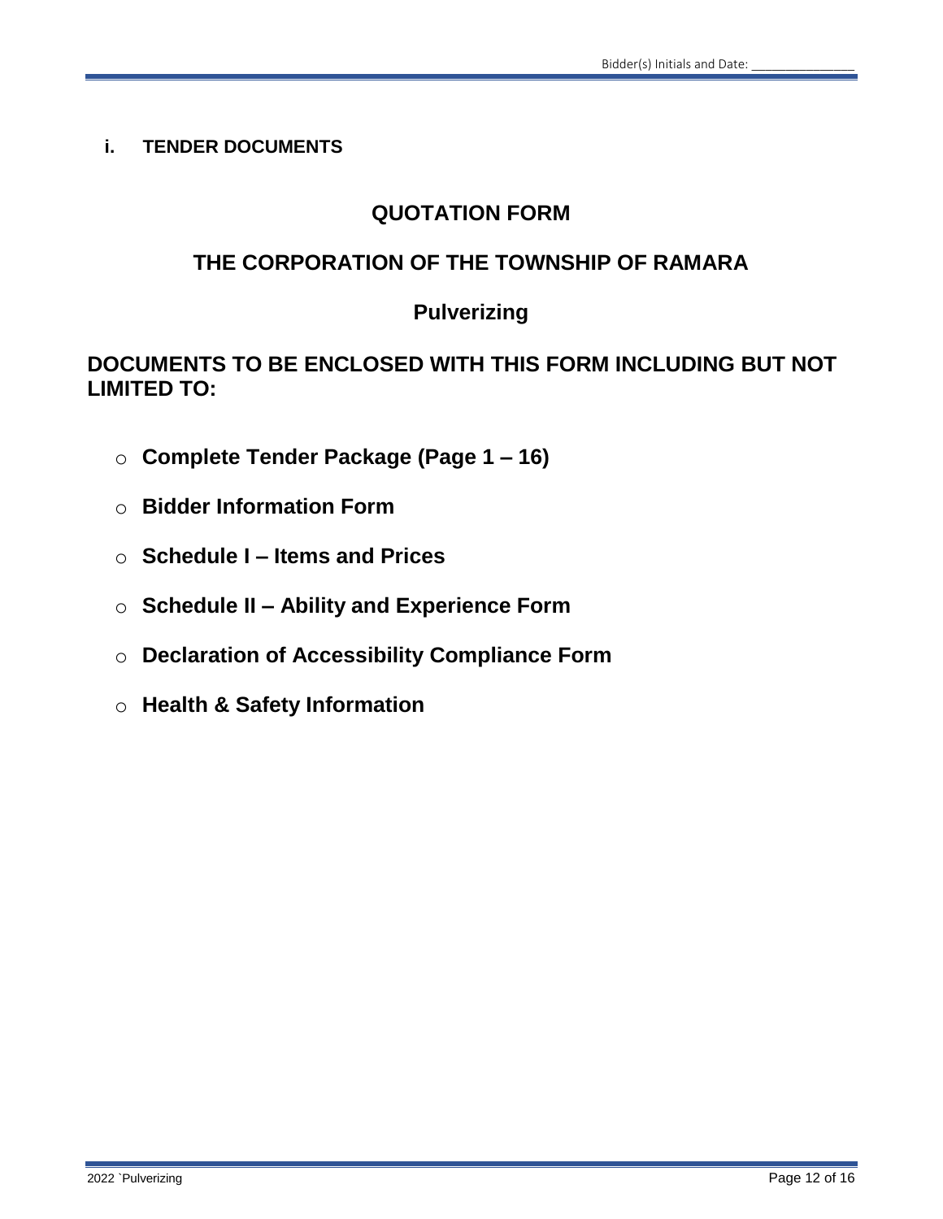**i. TENDER DOCUMENTS**

## QUOTATION FORM

## THE CORPORATION OF THE TOWNSHIP OF RAMARA

## Pulverizing

## DOCUMENTS TO BE ENCLOSED WITH THIS FORM INCLUDING BUT NOT LIMITED TO:

- **Complete Tender Package (Page 1 – 16)**
- **Bidder Information Form**
- **Schedule I – Items and Prices**
- **Schedule II – Ability and Experience Form**
- **Declaration of Accessibility Compliance Form**
- **Health & Safety Information**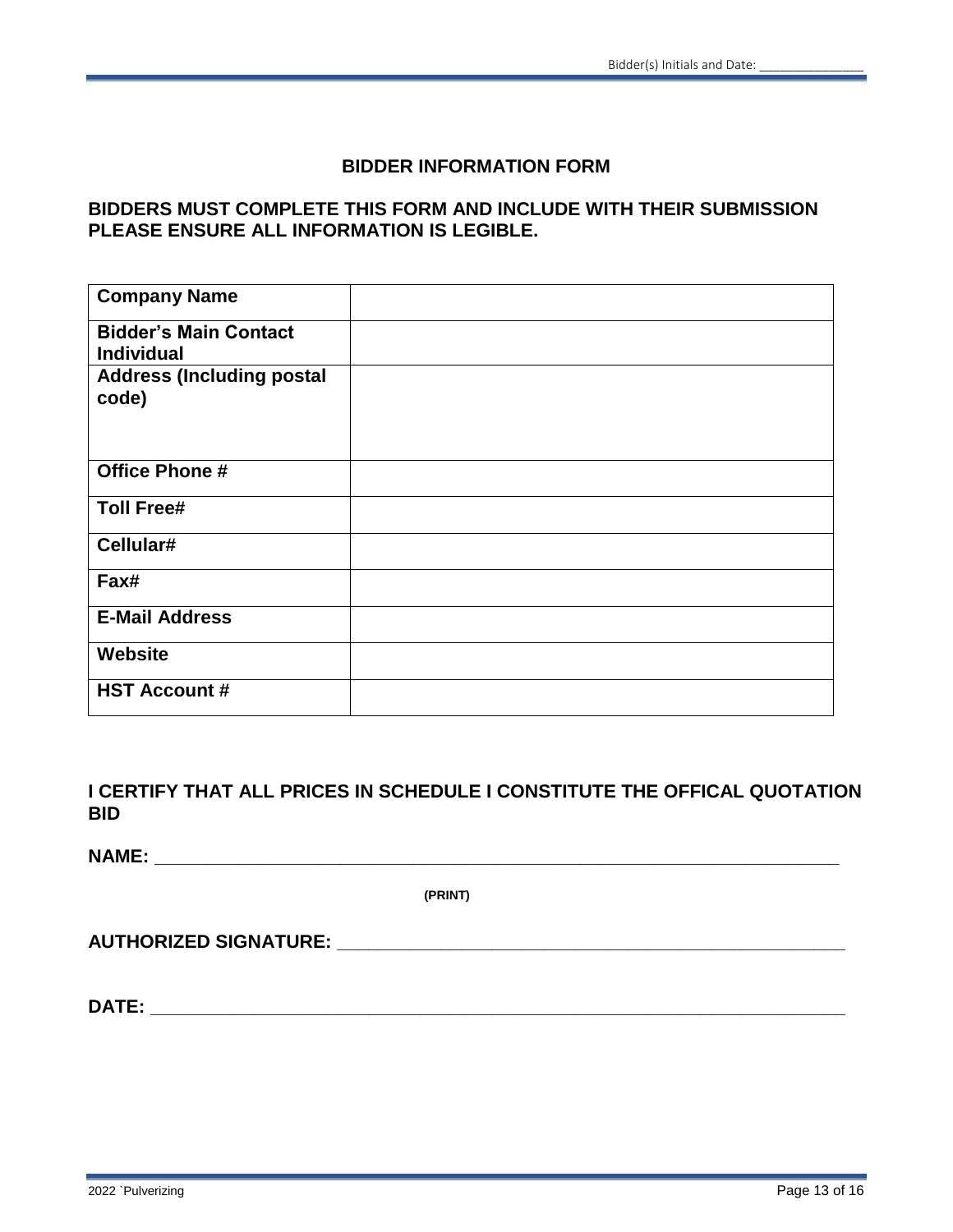## BIDDER INFORMATION FORM

**BIDDERS MUST COMPLETE THIS FORM AND INCLUDE WITH THEIR SUBMISSION PLEASE ENSURE ALL INFORMATION IS LEGIBLE.**

| | |
|---|---|
| **Company Name** | |
| **Bidder's Main Contact Individual** | |
| **Address (Including postal code)** | |
| **Office Phone #** | |
| **Toll Free#** | |
| **Cellular#** | |
| **Fax#** | |
| **E-Mail Address** | |
| **Website** | |
| **HST Account #** | |

**I CERTIFY THAT ALL PRICES IN SCHEDULE I CONSTITUTE THE OFFICAL QUOTATION BID**

**NAME:** ___________________________________________________________________

**(PRINT)**

**AUTHORIZED SIGNATURE:** ________________________________________________

**DATE:** ___________________________________________________________________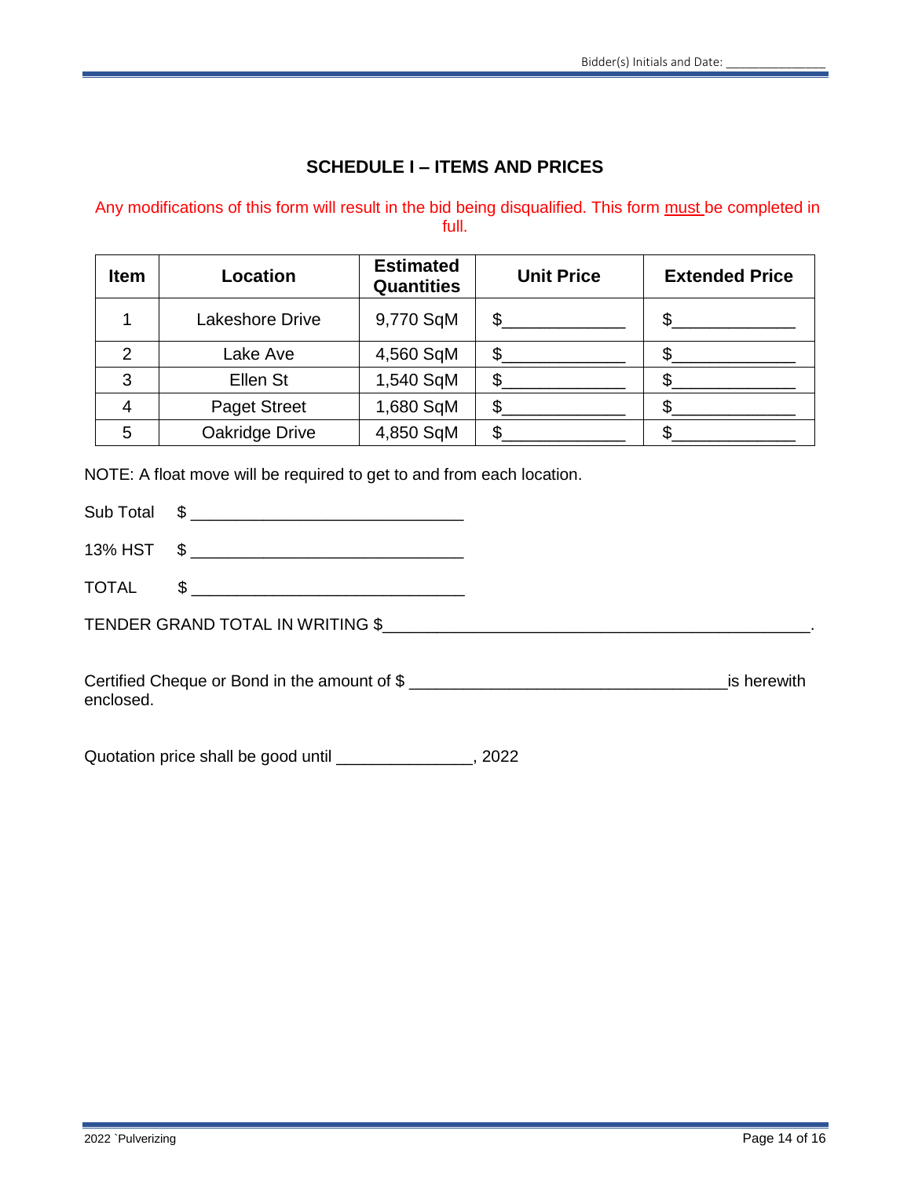## SCHEDULE I – ITEMS AND PRICES

Any modifications of this form will result in the bid being disqualified. This form must be completed in full.

| Item | Location | Estimated Quantities | Unit Price | Extended Price |
|---|---|---|---|---|
| 1 | Lakeshore Drive | 9,770 SqM | $____________ | $____________ |
| 2 | Lake Ave | 4,560 SqM | $____________ | $____________ |
| 3 | Ellen St | 1,540 SqM | $____________ | $____________ |
| 4 | Paget Street | 1,680 SqM | $____________ | $____________ |
| 5 | Oakridge Drive | 4,850 SqM | $____________ | $____________ |

NOTE: A float move will be required to get to and from each location.

Sub Total $ ____________________________

13% HST $ ____________________________

TOTAL $ ____________________________

TENDER GRAND TOTAL IN WRITING $_____________________________________________.

Certified Cheque or Bond in the amount of $ ________________________________ is herewith enclosed.

Quotation price shall be good until ______________, 2022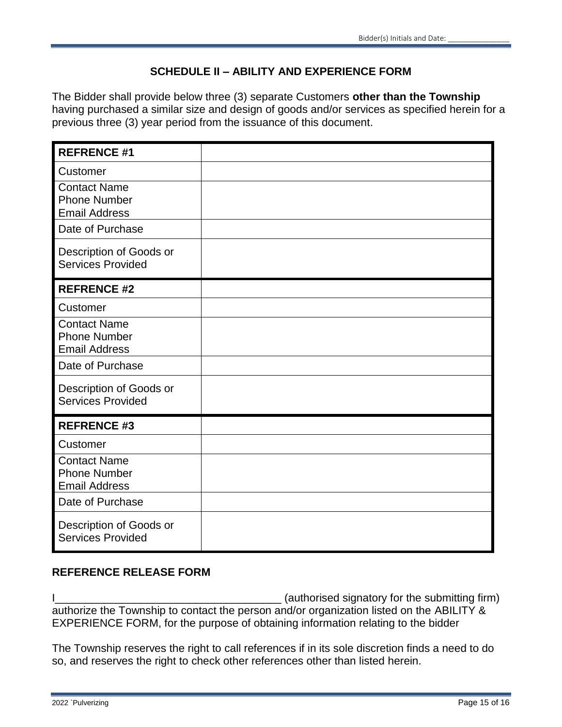## SCHEDULE II – ABILITY AND EXPERIENCE FORM

The Bidder shall provide below three (3) separate Customers **other than the Township** having purchased a similar size and design of goods and/or services as specified herein for a previous three (3) year period from the issuance of this document.

| **REFRENCE #1** | |
|---|---|
| Customer | |
| Contact Name<br>Phone Number<br>Email Address | |
| Date of Purchase | |
| Description of Goods or Services Provided | |
| **REFRENCE #2** | |
| Customer | |
| Contact Name<br>Phone Number<br>Email Address | |
| Date of Purchase | |
| Description of Goods or Services Provided | |
| **REFRENCE #3** | |
| Customer | |
| Contact Name<br>Phone Number<br>Email Address | |
| Date of Purchase | |
| Description of Goods or Services Provided | |

### REFERENCE RELEASE FORM

I_____________________________________ (authorised signatory for the submitting firm) authorize the Township to contact the person and/or organization listed on the ABILITY & EXPERIENCE FORM, for the purpose of obtaining information relating to the bidder

The Township reserves the right to call references if in its sole discretion finds a need to do so, and reserves the right to check other references other than listed herein.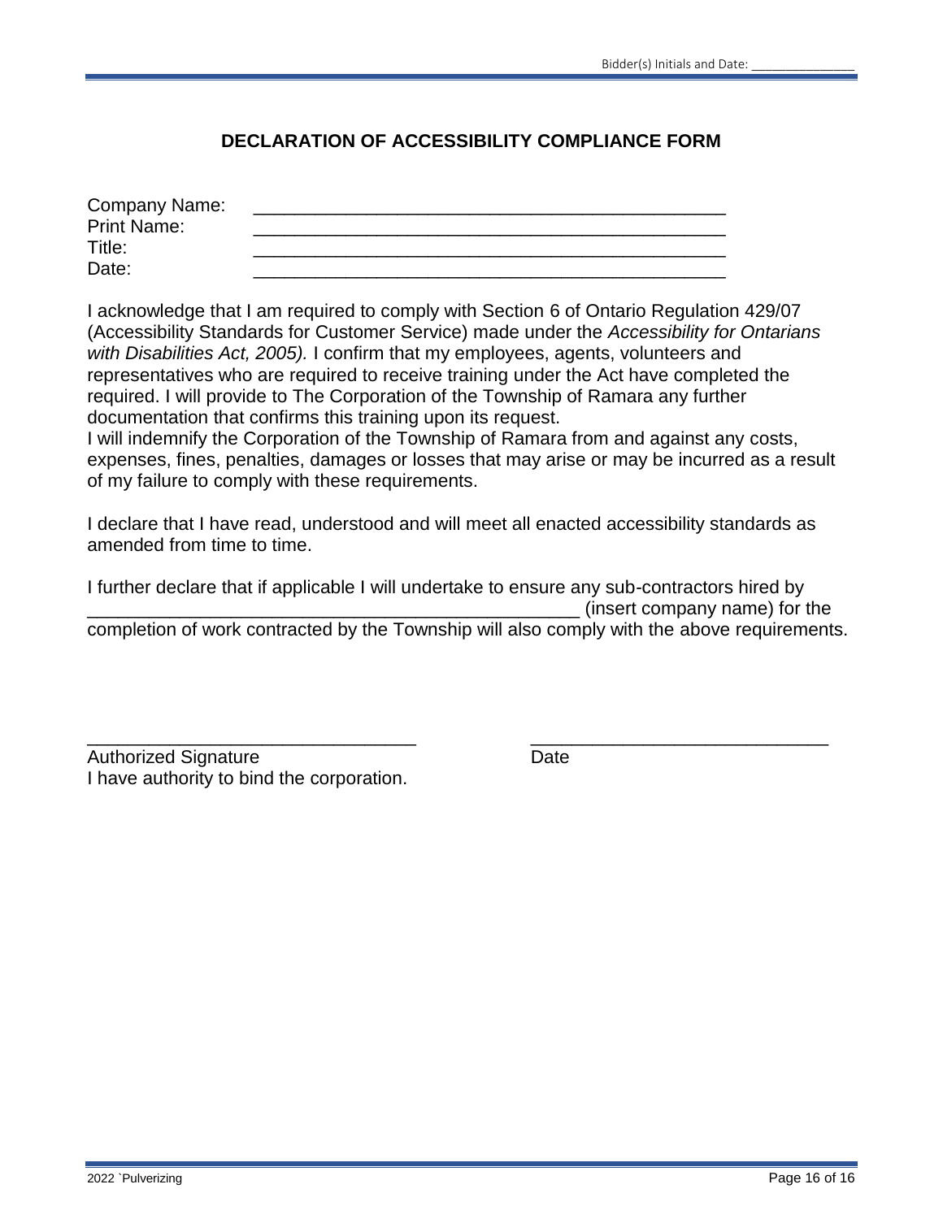## DECLARATION OF ACCESSIBILITY COMPLIANCE FORM

Company Name: _______________________________________________

Print Name: _______________________________________________

Title: _______________________________________________

Date: _______________________________________________

I acknowledge that I am required to comply with Section 6 of Ontario Regulation 429/07 (Accessibility Standards for Customer Service) made under the *Accessibility for Ontarians with Disabilities Act, 2005).* I confirm that my employees, agents, volunteers and representatives who are required to receive training under the Act have completed the required. I will provide to The Corporation of the Township of Ramara any further documentation that confirms this training upon its request.
I will indemnify the Corporation of the Township of Ramara from and against any costs, expenses, fines, penalties, damages or losses that may arise or may be incurred as a result of my failure to comply with these requirements.

I declare that I have read, understood and will meet all enacted accessibility standards as amended from time to time.

I further declare that if applicable I will undertake to ensure any sub-contractors hired by _________________________________________________ (insert company name) for the completion of work contracted by the Township will also comply with the above requirements.

_________________________________ _____________________________

Authorized Signature Date

I have authority to bind the corporation.